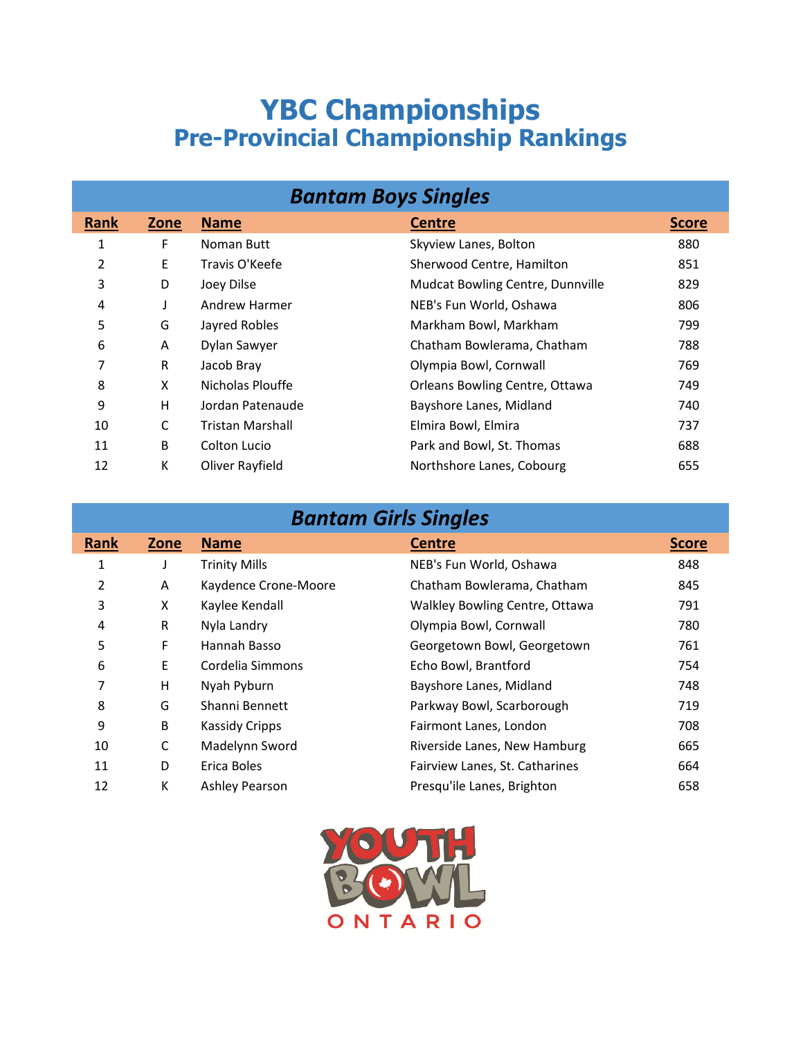# YBC Championships

## Pre-Provincial Championship Rankings

### Bantam Boys Singles

| Rank | Zone | Name | Centre | Score |
|---|---|---|---|---|
| 1 | F | Noman Butt | Skyview Lanes, Bolton | 880 |
| 2 | E | Travis O'Keefe | Sherwood Centre, Hamilton | 851 |
| 3 | D | Joey Dilse | Mudcat Bowling Centre, Dunnville | 829 |
| 4 | J | Andrew Harmer | NEB's Fun World, Oshawa | 806 |
| 5 | G | Jayred Robles | Markham Bowl, Markham | 799 |
| 6 | A | Dylan Sawyer | Chatham Bowlerama, Chatham | 788 |
| 7 | R | Jacob Bray | Olympia Bowl, Cornwall | 769 |
| 8 | X | Nicholas Plouffe | Orleans Bowling Centre, Ottawa | 749 |
| 9 | H | Jordan Patenaude | Bayshore Lanes, Midland | 740 |
| 10 | C | Tristan Marshall | Elmira Bowl, Elmira | 737 |
| 11 | B | Colton Lucio | Park and Bowl, St. Thomas | 688 |
| 12 | K | Oliver Rayfield | Northshore Lanes, Cobourg | 655 |

### Bantam Girls Singles

| Rank | Zone | Name | Centre | Score |
|---|---|---|---|---|
| 1 | J | Trinity Mills | NEB's Fun World, Oshawa | 848 |
| 2 | A | Kaydence Crone-Moore | Chatham Bowlerama, Chatham | 845 |
| 3 | X | Kaylee Kendall | Walkley Bowling Centre, Ottawa | 791 |
| 4 | R | Nyla Landry | Olympia Bowl, Cornwall | 780 |
| 5 | F | Hannah Basso | Georgetown Bowl, Georgetown | 761 |
| 6 | E | Cordelia Simmons | Echo Bowl, Brantford | 754 |
| 7 | H | Nyah Pyburn | Bayshore Lanes, Midland | 748 |
| 8 | G | Shanni Bennett | Parkway Bowl, Scarborough | 719 |
| 9 | B | Kassidy Cripps | Fairmont Lanes, London | 708 |
| 10 | C | Madelynn Sword | Riverside Lanes, New Hamburg | 665 |
| 11 | D | Erica Boles | Fairview Lanes, St. Catharines | 664 |
| 12 | K | Ashley Pearson | Presqu'ile Lanes, Brighton | 658 |

YOUTH BOWL ONTARIO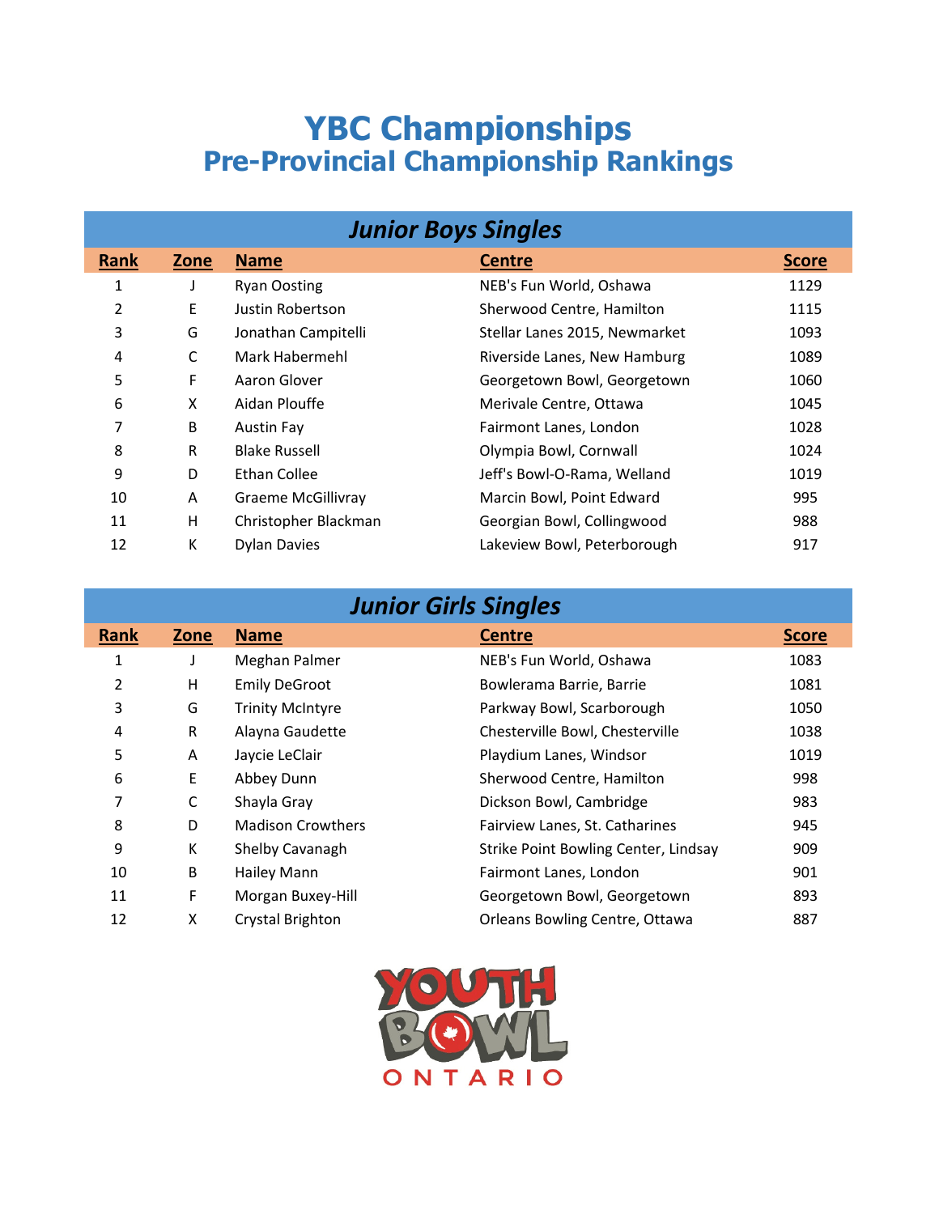# YBC Championships
## Pre-Provincial Championship Rankings

### Junior Boys Singles

| Rank | Zone | Name | Centre | Score |
|---|---|---|---|---|
| 1 | J | Ryan Oosting | NEB's Fun World, Oshawa | 1129 |
| 2 | E | Justin Robertson | Sherwood Centre, Hamilton | 1115 |
| 3 | G | Jonathan Campitelli | Stellar Lanes 2015, Newmarket | 1093 |
| 4 | C | Mark Habermehl | Riverside Lanes, New Hamburg | 1089 |
| 5 | F | Aaron Glover | Georgetown Bowl, Georgetown | 1060 |
| 6 | X | Aidan Plouffe | Merivale Centre, Ottawa | 1045 |
| 7 | B | Austin Fay | Fairmont Lanes, London | 1028 |
| 8 | R | Blake Russell | Olympia Bowl, Cornwall | 1024 |
| 9 | D | Ethan Collee | Jeff's Bowl-O-Rama, Welland | 1019 |
| 10 | A | Graeme McGillivray | Marcin Bowl, Point Edward | 995 |
| 11 | H | Christopher Blackman | Georgian Bowl, Collingwood | 988 |
| 12 | K | Dylan Davies | Lakeview Bowl, Peterborough | 917 |

### Junior Girls Singles

| Rank | Zone | Name | Centre | Score |
|---|---|---|---|---|
| 1 | J | Meghan Palmer | NEB's Fun World, Oshawa | 1083 |
| 2 | H | Emily DeGroot | Bowlerama Barrie, Barrie | 1081 |
| 3 | G | Trinity McIntyre | Parkway Bowl, Scarborough | 1050 |
| 4 | R | Alayna Gaudette | Chesterville Bowl, Chesterville | 1038 |
| 5 | A | Jaycie LeClair | Playdium Lanes, Windsor | 1019 |
| 6 | E | Abbey Dunn | Sherwood Centre, Hamilton | 998 |
| 7 | C | Shayla Gray | Dickson Bowl, Cambridge | 983 |
| 8 | D | Madison Crowthers | Fairview Lanes, St. Catharines | 945 |
| 9 | K | Shelby Cavanagh | Strike Point Bowling Center, Lindsay | 909 |
| 10 | B | Hailey Mann | Fairmont Lanes, London | 901 |
| 11 | F | Morgan Buxey-Hill | Georgetown Bowl, Georgetown | 893 |
| 12 | X | Crystal Brighton | Orleans Bowling Centre, Ottawa | 887 |

YOUTH BOWL ONTARIO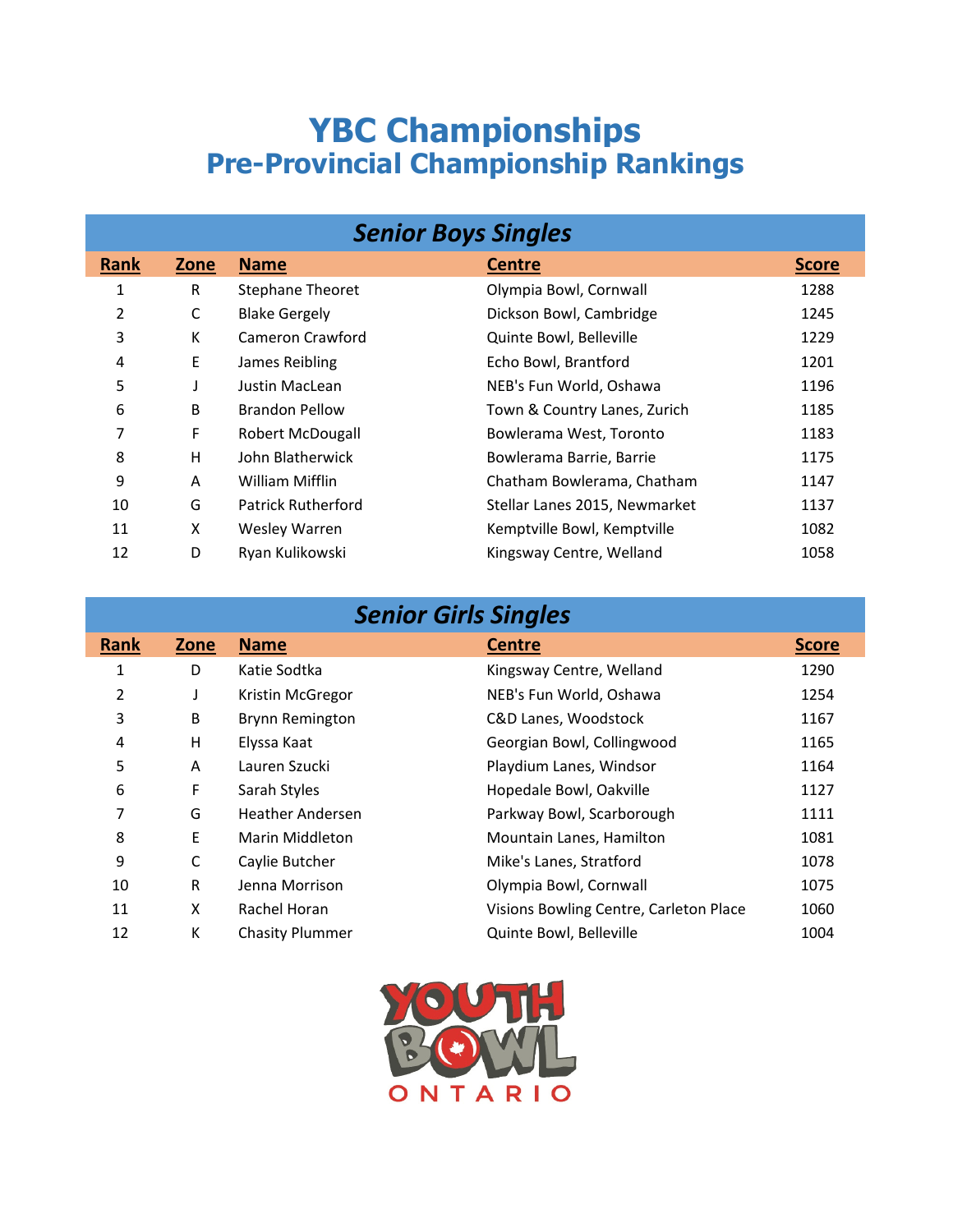# YBC Championships
## Pre-Provincial Championship Rankings

### *Senior Boys Singles*

| Rank | Zone | Name | Centre | Score |
|---|---|---|---|---|
| 1 | R | Stephane Theoret | Olympia Bowl, Cornwall | 1288 |
| 2 | C | Blake Gergely | Dickson Bowl, Cambridge | 1245 |
| 3 | K | Cameron Crawford | Quinte Bowl, Belleville | 1229 |
| 4 | E | James Reibling | Echo Bowl, Brantford | 1201 |
| 5 | J | Justin MacLean | NEB's Fun World, Oshawa | 1196 |
| 6 | B | Brandon Pellow | Town & Country Lanes, Zurich | 1185 |
| 7 | F | Robert McDougall | Bowlerama West, Toronto | 1183 |
| 8 | H | John Blatherwick | Bowlerama Barrie, Barrie | 1175 |
| 9 | A | William Mifflin | Chatham Bowlerama, Chatham | 1147 |
| 10 | G | Patrick Rutherford | Stellar Lanes 2015, Newmarket | 1137 |
| 11 | X | Wesley Warren | Kemptville Bowl, Kemptville | 1082 |
| 12 | D | Ryan Kulikowski | Kingsway Centre, Welland | 1058 |

### *Senior Girls Singles*

| Rank | Zone | Name | Centre | Score |
|---|---|---|---|---|
| 1 | D | Katie Sodtka | Kingsway Centre, Welland | 1290 |
| 2 | J | Kristin McGregor | NEB's Fun World, Oshawa | 1254 |
| 3 | B | Brynn Remington | C&D Lanes, Woodstock | 1167 |
| 4 | H | Elyssa Kaat | Georgian Bowl, Collingwood | 1165 |
| 5 | A | Lauren Szucki | Playdium Lanes, Windsor | 1164 |
| 6 | F | Sarah Styles | Hopedale Bowl, Oakville | 1127 |
| 7 | G | Heather Andersen | Parkway Bowl, Scarborough | 1111 |
| 8 | E | Marin Middleton | Mountain Lanes, Hamilton | 1081 |
| 9 | C | Caylie Butcher | Mike's Lanes, Stratford | 1078 |
| 10 | R | Jenna Morrison | Olympia Bowl, Cornwall | 1075 |
| 11 | X | Rachel Horan | Visions Bowling Centre, Carleton Place | 1060 |
| 12 | K | Chasity Plummer | Quinte Bowl, Belleville | 1004 |

YOUTH BOWL ONTARIO